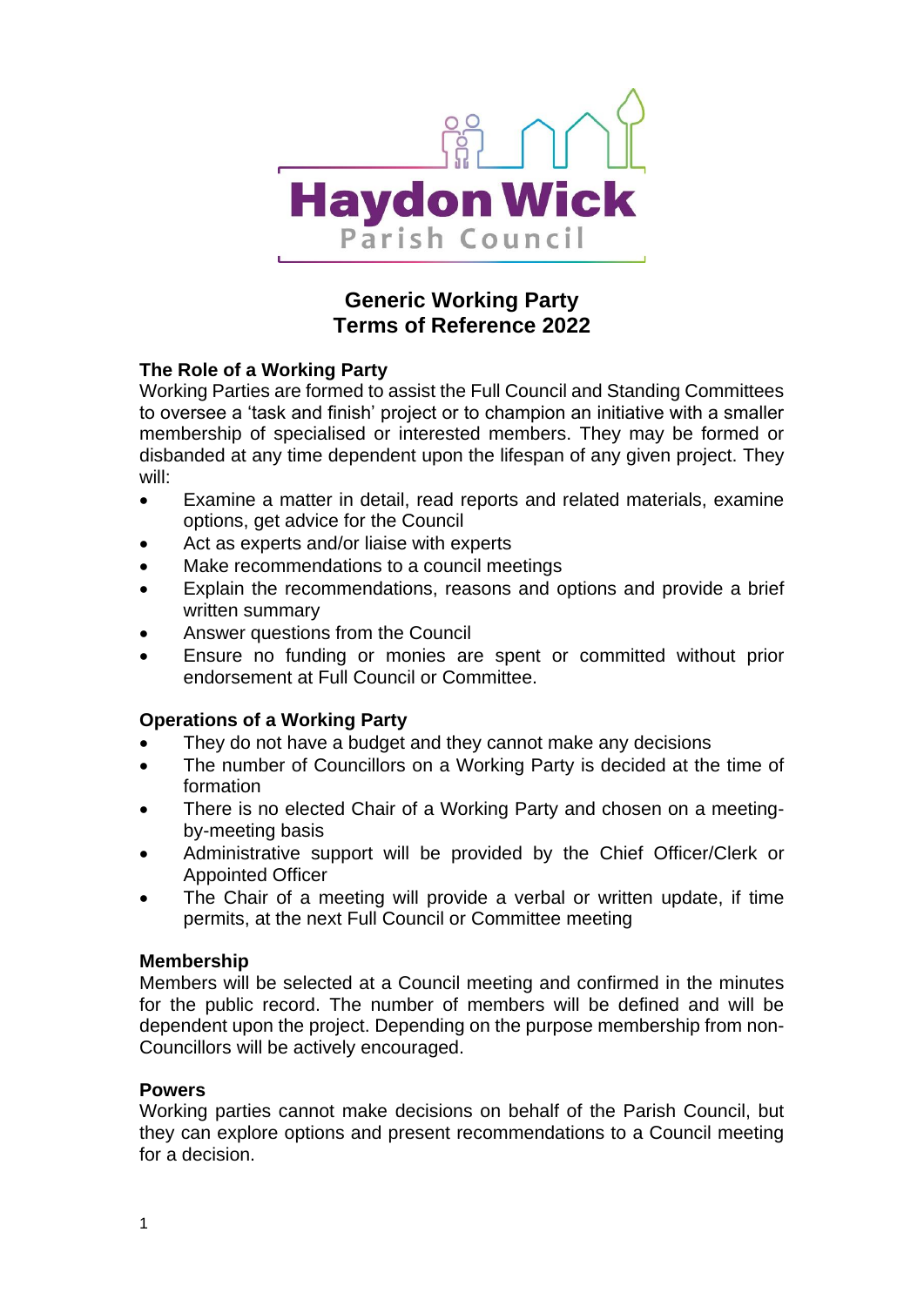Haydon Wick Parish Council

# Generic Working Party Terms of Reference 2022

## The Role of a Working Party

Working Parties are formed to assist the Full Council and Standing Committees to oversee a 'task and finish' project or to champion an initiative with a smaller membership of specialised or interested members. They may be formed or disbanded at any time dependent upon the lifespan of any given project. They will:

- Examine a matter in detail, read reports and related materials, examine options, get advice for the Council
- Act as experts and/or liaise with experts
- Make recommendations to a council meetings
- Explain the recommendations, reasons and options and provide a brief written summary
- Answer questions from the Council
- Ensure no funding or monies are spent or committed without prior endorsement at Full Council or Committee.

## Operations of a Working Party

- They do not have a budget and they cannot make any decisions
- The number of Councillors on a Working Party is decided at the time of formation
- There is no elected Chair of a Working Party and chosen on a meeting-by-meeting basis
- Administrative support will be provided by the Chief Officer/Clerk or Appointed Officer
- The Chair of a meeting will provide a verbal or written update, if time permits, at the next Full Council or Committee meeting

## Membership

Members will be selected at a Council meeting and confirmed in the minutes for the public record. The number of members will be defined and will be dependent upon the project. Depending on the purpose membership from non-Councillors will be actively encouraged.

## Powers

Working parties cannot make decisions on behalf of the Parish Council, but they can explore options and present recommendations to a Council meeting for a decision.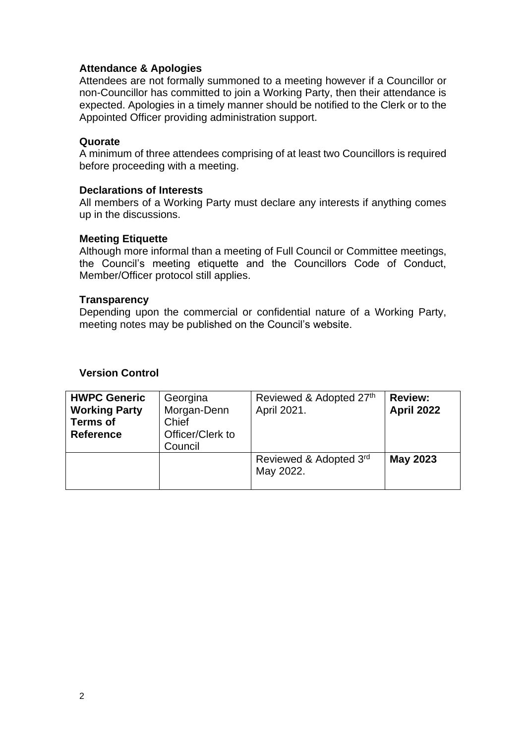**Attendance & Apologies**
Attendees are not formally summoned to a meeting however if a Councillor or non-Councillor has committed to join a Working Party, then their attendance is expected. Apologies in a timely manner should be notified to the Clerk or to the Appointed Officer providing administration support.

**Quorate**
A minimum of three attendees comprising of at least two Councillors is required before proceeding with a meeting.

**Declarations of Interests**
All members of a Working Party must declare any interests if anything comes up in the discussions.

**Meeting Etiquette**
Although more informal than a meeting of Full Council or Committee meetings, the Council's meeting etiquette and the Councillors Code of Conduct, Member/Officer protocol still applies.

**Transparency**
Depending upon the commercial or confidential nature of a Working Party, meeting notes may be published on the Council's website.

**Version Control**

| | | | |
|---|---|---|---|
| **HWPC Generic Working Party Terms of Reference** | Georgina Morgan-Denn Chief Officer/Clerk to Council | Reviewed & Adopted 27th April 2021. | **Review: April 2022** |
| | | Reviewed & Adopted 3rd May 2022. | **May 2023** |